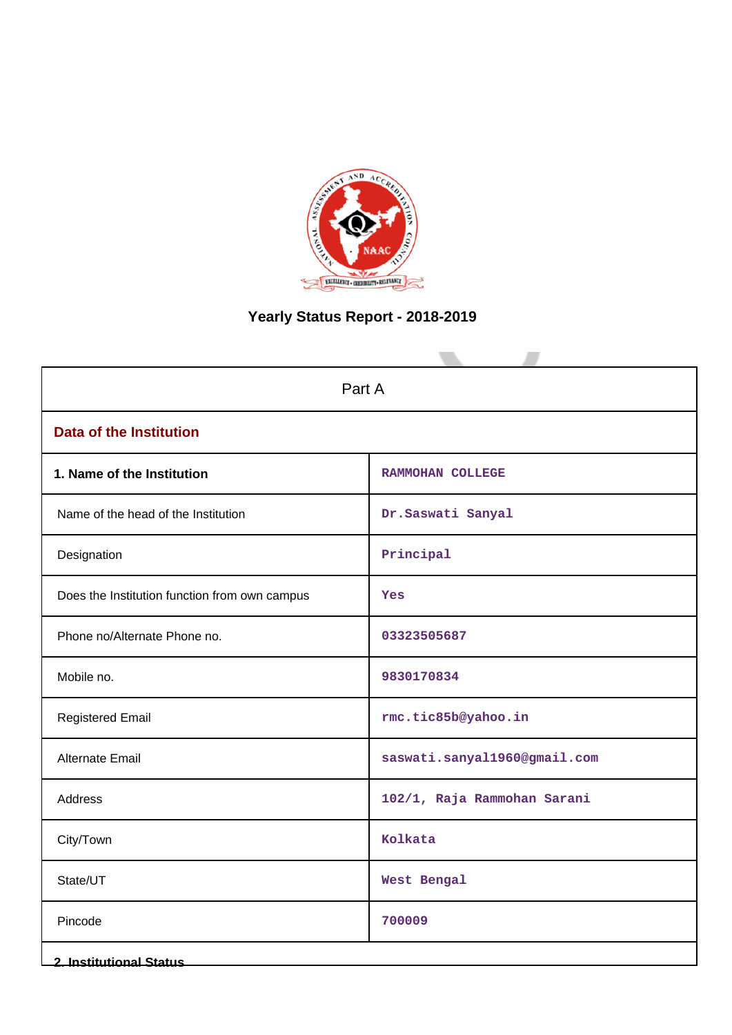# Yearly Status Report - 2018-2019

| Part A | |
|---|---|
| **Data of the Institution** | |
| **1. Name of the Institution** | RAMMOHAN COLLEGE |
| Name of the head of the Institution | Dr.Saswati Sanyal |
| Designation | Principal |
| Does the Institution function from own campus | Yes |
| Phone no/Alternate Phone no. | 03323505687 |
| Mobile no. | 9830170834 |
| Registered Email | rmc.tic85b@yahoo.in |
| Alternate Email | saswati.sanyal1960@gmail.com |
| Address | 102/1, Raja Rammohan Sarani |
| City/Town | Kolkata |
| State/UT | West Bengal |
| Pincode | 700009 |

**2. Institutional Status**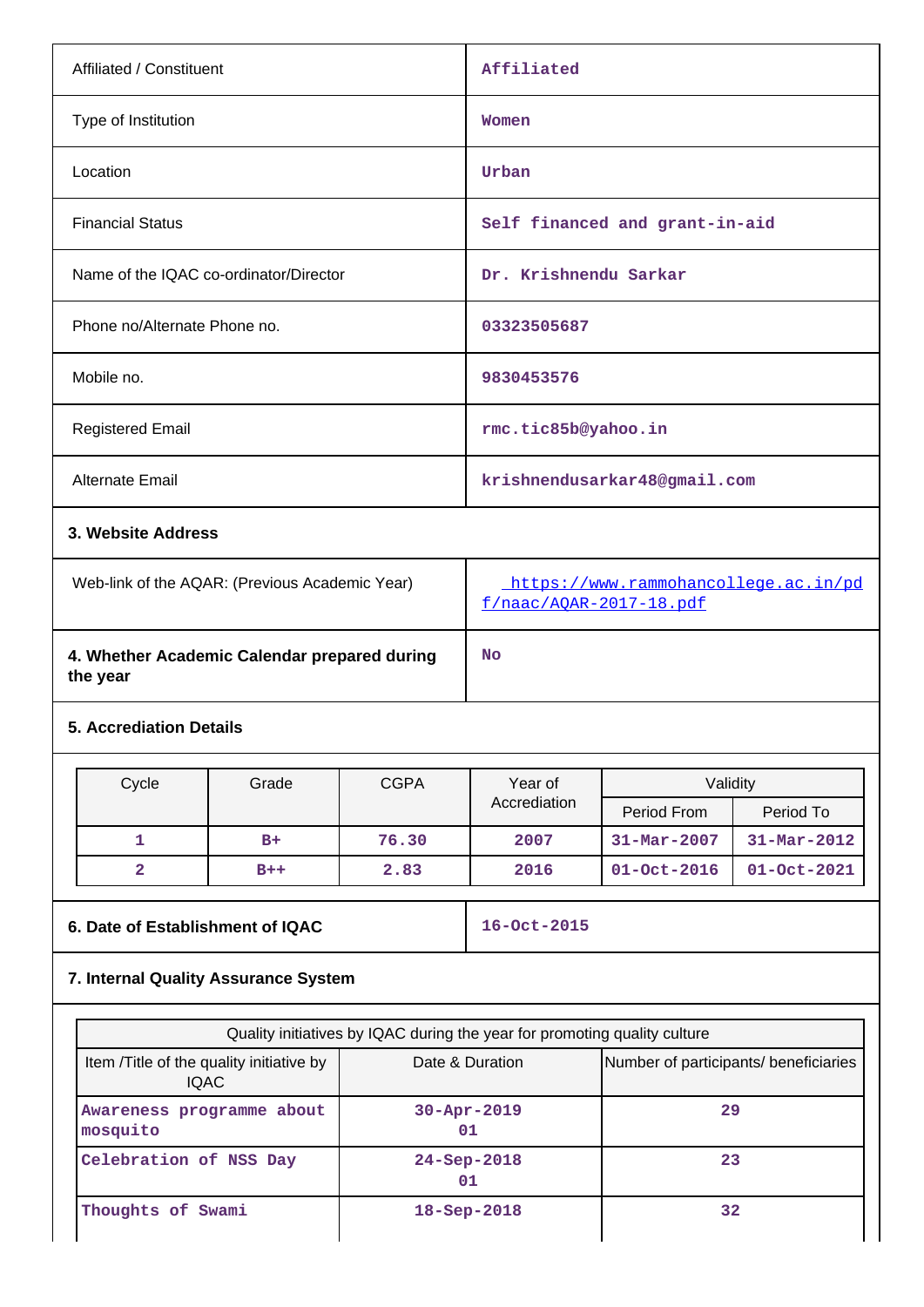| | |
|---|---|
| Affiliated / Constituent | Affiliated |
| Type of Institution | Women |
| Location | Urban |
| Financial Status | Self financed and grant-in-aid |
| Name of the IQAC co-ordinator/Director | Dr. Krishnendu Sarkar |
| Phone no/Alternate Phone no. | 03323505687 |
| Mobile no. | 9830453576 |
| Registered Email | rmc.tic85b@yahoo.in |
| Alternate Email | krishnendusarkar48@gmail.com |

**3. Website Address**

| | |
|---|---|
| Web-link of the AQAR: (Previous Academic Year) | https://www.rammohancollege.ac.in/pdf/naac/AQAR-2017-18.pdf |

| | |
|---|---|
| **4. Whether Academic Calendar prepared during the year** | No |

**5. Accrediation Details**

| Cycle | Grade | CGPA | Year of Accrediation | Validity | |
|---|---|---|---|---|---|
| | | | | Period From | Period To |
| 1 | B+ | 76.30 | 2007 | 31-Mar-2007 | 31-Mar-2012 |
| 2 | B++ | 2.83 | 2016 | 01-Oct-2016 | 01-Oct-2021 |

| | |
|---|---|
| **6. Date of Establishment of IQAC** | 16-Oct-2015 |

**7. Internal Quality Assurance System**

| Quality initiatives by IQAC during the year for promoting quality culture | | |
|---|---|---|
| Item /Title of the quality initiative by IQAC | Date & Duration | Number of participants/ beneficiaries |
| Awareness programme about mosquito | 30-Apr-2019 01 | 29 |
| Celebration of NSS Day | 24-Sep-2018 01 | 23 |
| Thoughts of Swami | 18-Sep-2018 | 32 |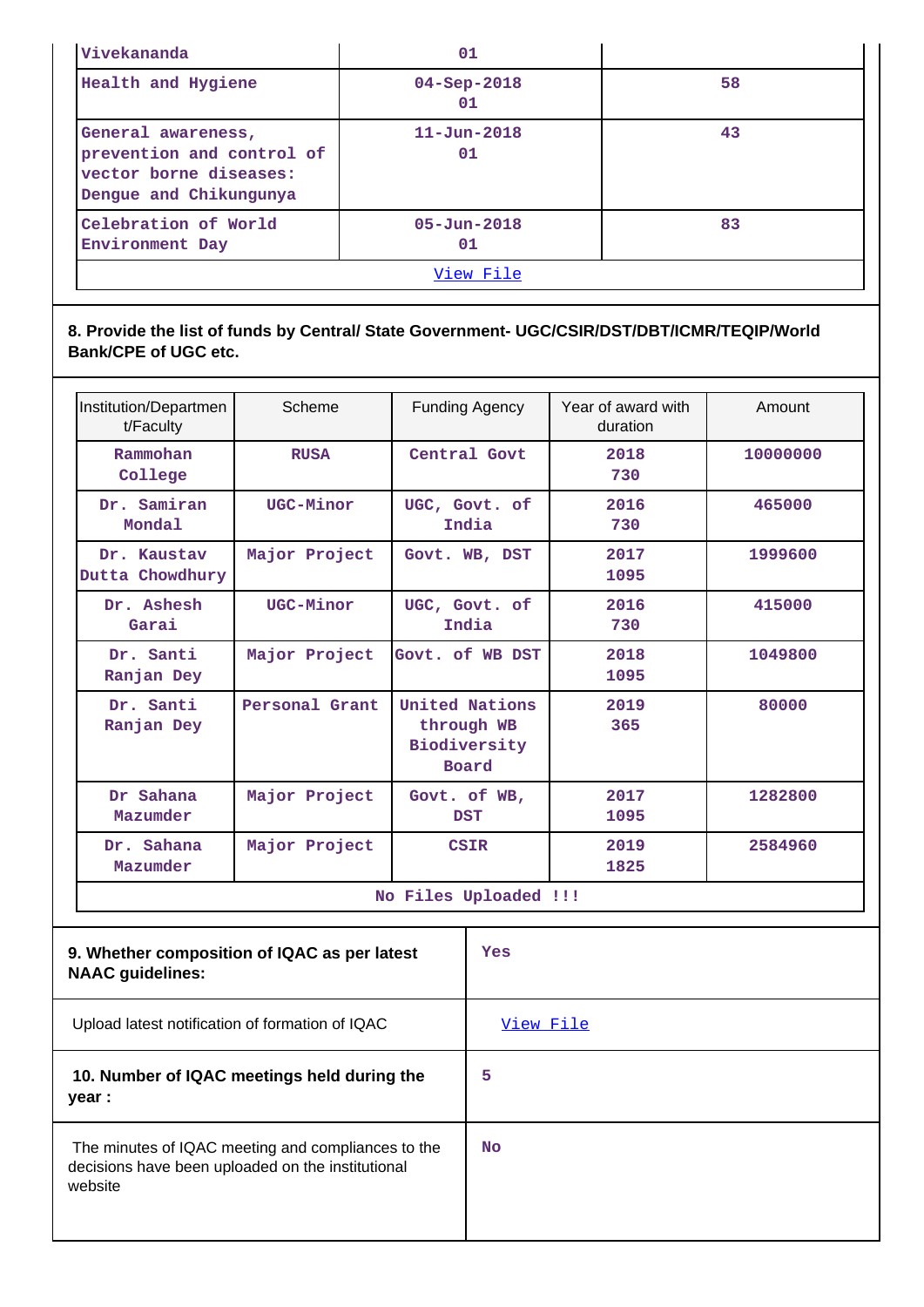| Vivekananda | 01 | |
|---|---|---|
| Health and Hygiene | 04-Sep-2018<br>01 | 58 |
| General awareness, prevention and control of vector borne diseases: Dengue and Chikungunya | 11-Jun-2018<br>01 | 43 |
| Celebration of World Environment Day | 05-Jun-2018<br>01 | 83 |
| View File | | |

**8. Provide the list of funds by Central/ State Government- UGC/CSIR/DST/DBT/ICMR/TEQIP/World Bank/CPE of UGC etc.**

| Institution/Department/Faculty | Scheme | Funding Agency | Year of award with duration | Amount |
|---|---|---|---|---|
| Rammohan College | RUSA | Central Govt | 2018<br>730 | 10000000 |
| Dr. Samiran Mondal | UGC-Minor | UGC, Govt. of India | 2016<br>730 | 465000 |
| Dr. Kaustav Dutta Chowdhury | Major Project | Govt. WB, DST | 2017<br>1095 | 1999600 |
| Dr. Ashesh Garai | UGC-Minor | UGC, Govt. of India | 2016<br>730 | 415000 |
| Dr. Santi Ranjan Dey | Major Project | Govt. of WB DST | 2018<br>1095 | 1049800 |
| Dr. Santi Ranjan Dey | Personal Grant | United Nations through WB Biodiversity Board | 2019<br>365 | 80000 |
| Dr Sahana Mazumder | Major Project | Govt. of WB, DST | 2017<br>1095 | 1282800 |
| Dr. Sahana Mazumder | Major Project | CSIR | 2019<br>1825 | 2584960 |
| No Files Uploaded !!! | | | | |

| | |
|---|---|
| **9. Whether composition of IQAC as per latest NAAC guidelines:** | Yes |
| Upload latest notification of formation of IQAC | View File |
| **10. Number of IQAC meetings held during the year :** | 5 |
| The minutes of IQAC meeting and compliances to the decisions have been uploaded on the institutional website | No |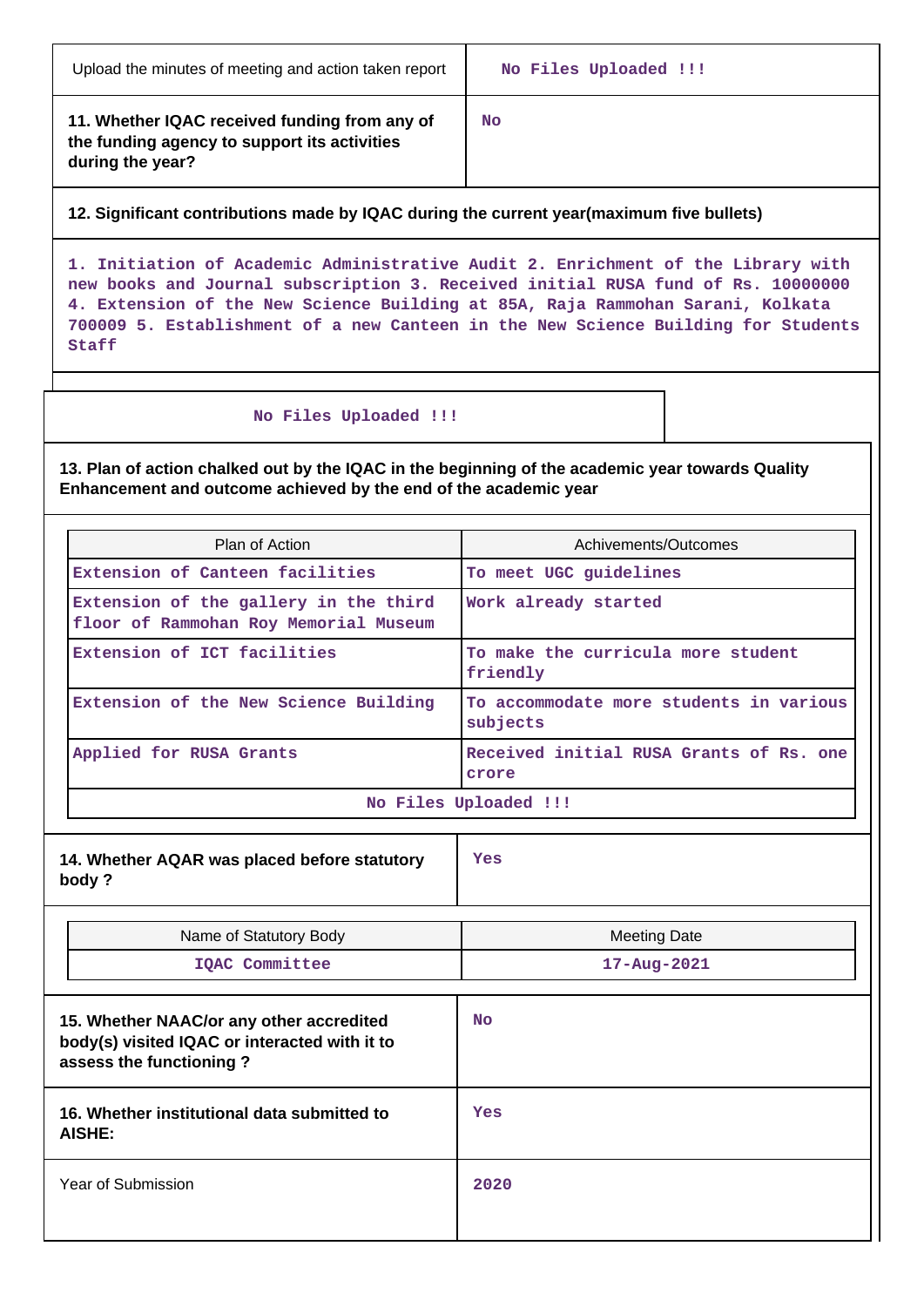| Upload the minutes of meeting and action taken report | No Files Uploaded !!! |
|---|---|
| **11. Whether IQAC received funding from any of the funding agency to support its activities during the year?** | No |

**12. Significant contributions made by IQAC during the current year(maximum five bullets)**

1. Initiation of Academic Administrative Audit 2. Enrichment of the Library with new books and Journal subscription 3. Received initial RUSA fund of Rs. 10000000 4. Extension of the New Science Building at 85A, Raja Rammohan Sarani, Kolkata 700009 5. Establishment of a new Canteen in the New Science Building for Students Staff

No Files Uploaded !!!

**13. Plan of action chalked out by the IQAC in the beginning of the academic year towards Quality Enhancement and outcome achieved by the end of the academic year**

| Plan of Action | Achivements/Outcomes |
|---|---|
| Extension of Canteen facilities | To meet UGC guidelines |
| Extension of the gallery in the third floor of Rammohan Roy Memorial Museum | Work already started |
| Extension of ICT facilities | To make the curricula more student friendly |
| Extension of the New Science Building | To accommodate more students in various subjects |
| Applied for RUSA Grants | Received initial RUSA Grants of Rs. one crore |
| No Files Uploaded !!! | |

| **14. Whether AQAR was placed before statutory body ?** | Yes |
|---|---|

| Name of Statutory Body | Meeting Date |
|---|---|
| IQAC Committee | 17-Aug-2021 |

| **15. Whether NAAC/or any other accredited body(s) visited IQAC or interacted with it to assess the functioning ?** | No |
|---|---|
| **16. Whether institutional data submitted to AISHE:** | Yes |
| Year of Submission | 2020 |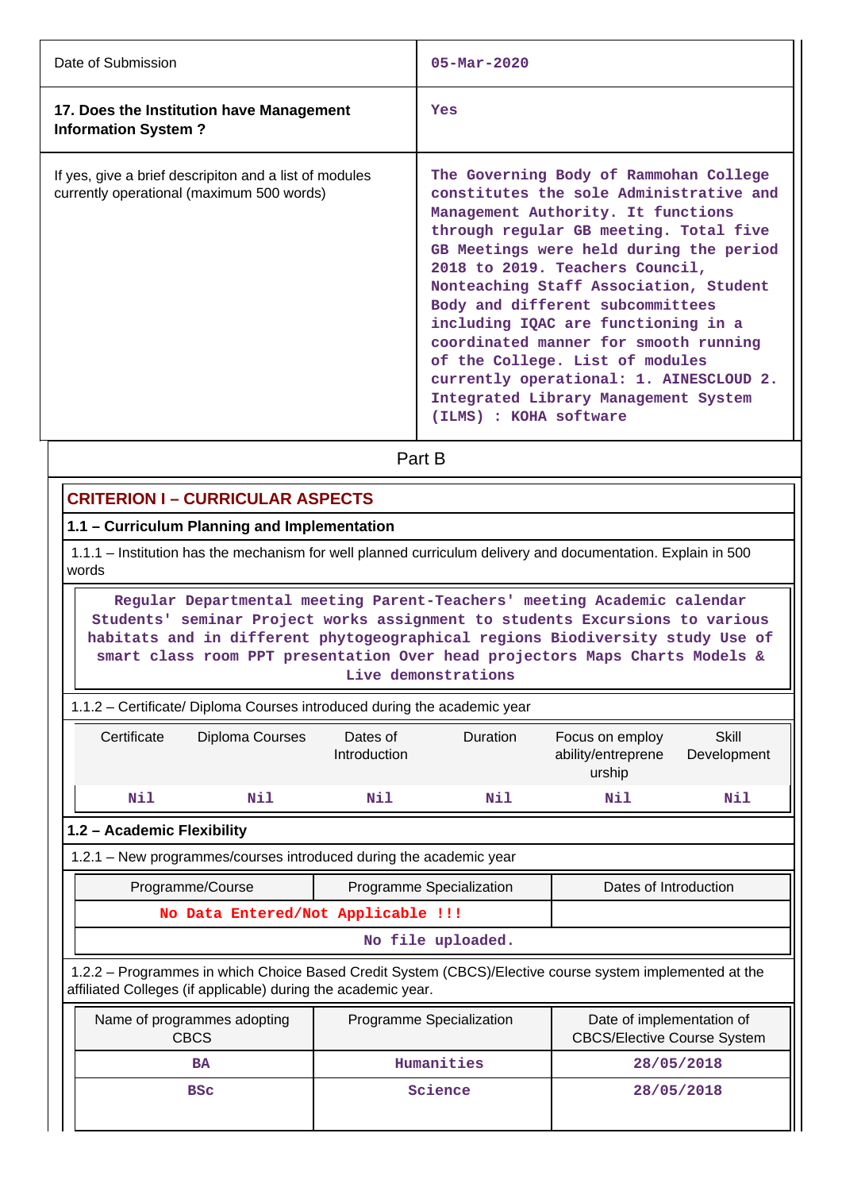| Date of Submission | 05-Mar-2020 |
|---|---|
| **17. Does the Institution have Management Information System ?** | Yes |
| If yes, give a brief descripiton and a list of modules currently operational (maximum 500 words) | The Governing Body of Rammohan College constitutes the sole Administrative and Management Authority. It functions through regular GB meeting. Total five GB Meetings were held during the period 2018 to 2019. Teachers Council, Nonteaching Staff Association, Student Body and different subcommittees including IQAC are functioning in a coordinated manner for smooth running of the College. List of modules currently operational: 1. AINESCLOUD 2. Integrated Library Management System (ILMS) : KOHA software |

## Part B

### CRITERION I – CURRICULAR ASPECTS

#### 1.1 – Curriculum Planning and Implementation

1.1.1 – Institution has the mechanism for well planned curriculum delivery and documentation. Explain in 500 words

Regular Departmental meeting Parent-Teachers' meeting Academic calendar Students' seminar Project works assignment to students Excursions to various habitats and in different phytogeographical regions Biodiversity study Use of smart class room PPT presentation Over head projectors Maps Charts Models & Live demonstrations

1.1.2 – Certificate/ Diploma Courses introduced during the academic year

| Certificate | Diploma Courses | Dates of Introduction | Duration | Focus on employ ability/entreprene urship | Skill Development |
|---|---|---|---|---|---|
| Nil | Nil | Nil | Nil | Nil | Nil |

#### 1.2 – Academic Flexibility

1.2.1 – New programmes/courses introduced during the academic year

| Programme/Course | Programme Specialization | Dates of Introduction |
|---|---|---|
| No Data Entered/Not Applicable !!! | | |
| No file uploaded. | | |

1.2.2 – Programmes in which Choice Based Credit System (CBCS)/Elective course system implemented at the affiliated Colleges (if applicable) during the academic year.

| Name of programmes adopting CBCS | Programme Specialization | Date of implementation of CBCS/Elective Course System |
|---|---|---|
| BA | Humanities | 28/05/2018 |
| BSc | Science | 28/05/2018 |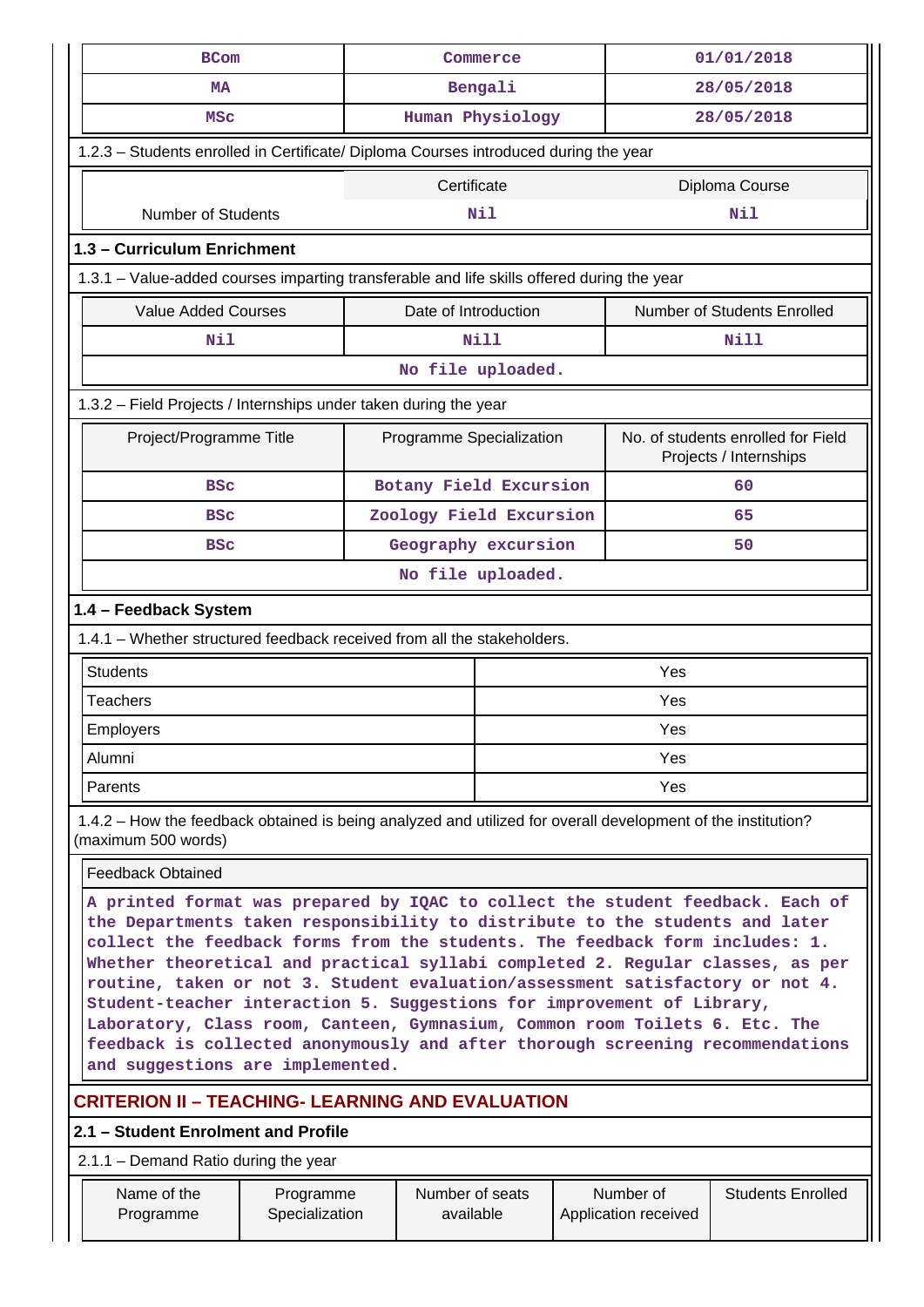| BCom | Commerce | 01/01/2018 |
|---|---|---|
| MA | Bengali | 28/05/2018 |
| MSc | Human Physiology | 28/05/2018 |

1.2.3 – Students enrolled in Certificate/ Diploma Courses introduced during the year

| | Certificate | Diploma Course |
|---|---|---|
| Number of Students | Nil | Nil |

### 1.3 – Curriculum Enrichment

1.3.1 – Value-added courses imparting transferable and life skills offered during the year

| Value Added Courses | Date of Introduction | Number of Students Enrolled |
|---|---|---|
| Nil | Nill | Nill |

No file uploaded.

1.3.2 – Field Projects / Internships under taken during the year

| Project/Programme Title | Programme Specialization | No. of students enrolled for Field Projects / Internships |
|---|---|---|
| BSc | Botany Field Excursion | 60 |
| BSc | Zoology Field Excursion | 65 |
| BSc | Geography excursion | 50 |

No file uploaded.

### 1.4 – Feedback System

1.4.1 – Whether structured feedback received from all the stakeholders.

| | |
|---|---|
| Students | Yes |
| Teachers | Yes |
| Employers | Yes |
| Alumni | Yes |
| Parents | Yes |

1.4.2 – How the feedback obtained is being analyzed and utilized for overall development of the institution? (maximum 500 words)

Feedback Obtained

A printed format was prepared by IQAC to collect the student feedback. Each of the Departments taken responsibility to distribute to the students and later collect the feedback forms from the students. The feedback form includes: 1. Whether theoretical and practical syllabi completed 2. Regular classes, as per routine, taken or not 3. Student evaluation/assessment satisfactory or not 4. Student-teacher interaction 5. Suggestions for improvement of Library, Laboratory, Class room, Canteen, Gymnasium, Common room Toilets 6. Etc. The feedback is collected anonymously and after thorough screening recommendations and suggestions are implemented.

## CRITERION II – TEACHING- LEARNING AND EVALUATION

### 2.1 – Student Enrolment and Profile

2.1.1 – Demand Ratio during the year

| Name of the Programme | Programme Specialization | Number of seats available | Number of Application received | Students Enrolled |
|---|---|---|---|---|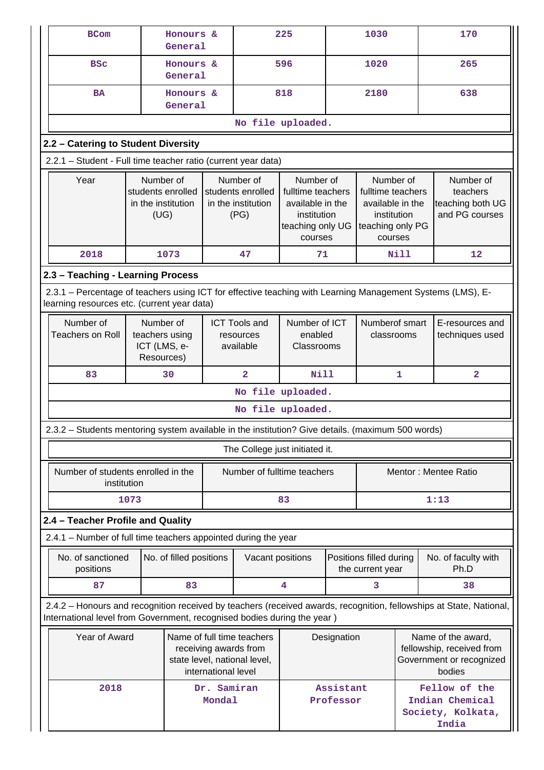| BCom | Honours & General | 225 | 1030 | 170 |
|---|---|---|---|---|
| BSc | Honours & General | 596 | 1020 | 265 |
| BA | Honours & General | 818 | 2180 | 638 |

No file uploaded.

## 2.2 – Catering to Student Diversity

2.2.1 – Student - Full time teacher ratio (current year data)

| Year | Number of students enrolled in the institution (UG) | Number of students enrolled in the institution (PG) | Number of fulltime teachers available in the institution teaching only UG courses | Number of fulltime teachers available in the institution teaching only PG courses | Number of teachers teaching both UG and PG courses |
|---|---|---|---|---|---|
| 2018 | 1073 | 47 | 71 | Nill | 12 |

## 2.3 – Teaching - Learning Process

2.3.1 – Percentage of teachers using ICT for effective teaching with Learning Management Systems (LMS), E-learning resources etc. (current year data)

| Number of Teachers on Roll | Number of teachers using ICT (LMS, e-Resources) | ICT Tools and resources available | Number of ICT enabled Classrooms | Numberof smart classrooms | E-resources and techniques used |
|---|---|---|---|---|---|
| 83 | 30 | 2 | Nill | 1 | 2 |

No file uploaded.

No file uploaded.

2.3.2 – Students mentoring system available in the institution? Give details. (maximum 500 words)

The College just initiated it.

| Number of students enrolled in the institution | Number of fulltime teachers | Mentor : Mentee Ratio |
|---|---|---|
| 1073 | 83 | 1:13 |

## 2.4 – Teacher Profile and Quality

2.4.1 – Number of full time teachers appointed during the year

| No. of sanctioned positions | No. of filled positions | Vacant positions | Positions filled during the current year | No. of faculty with Ph.D |
|---|---|---|---|---|
| 87 | 83 | 4 | 3 | 38 |

2.4.2 – Honours and recognition received by teachers (received awards, recognition, fellowships at State, National, International level from Government, recognised bodies during the year )

| Year of Award | Name of full time teachers receiving awards from state level, national level, international level | Designation | Name of the award, fellowship, received from Government or recognized bodies |
|---|---|---|---|
| 2018 | Dr. Samiran Mondal | Assistant Professor | Fellow of the Indian Chemical Society, Kolkata, India |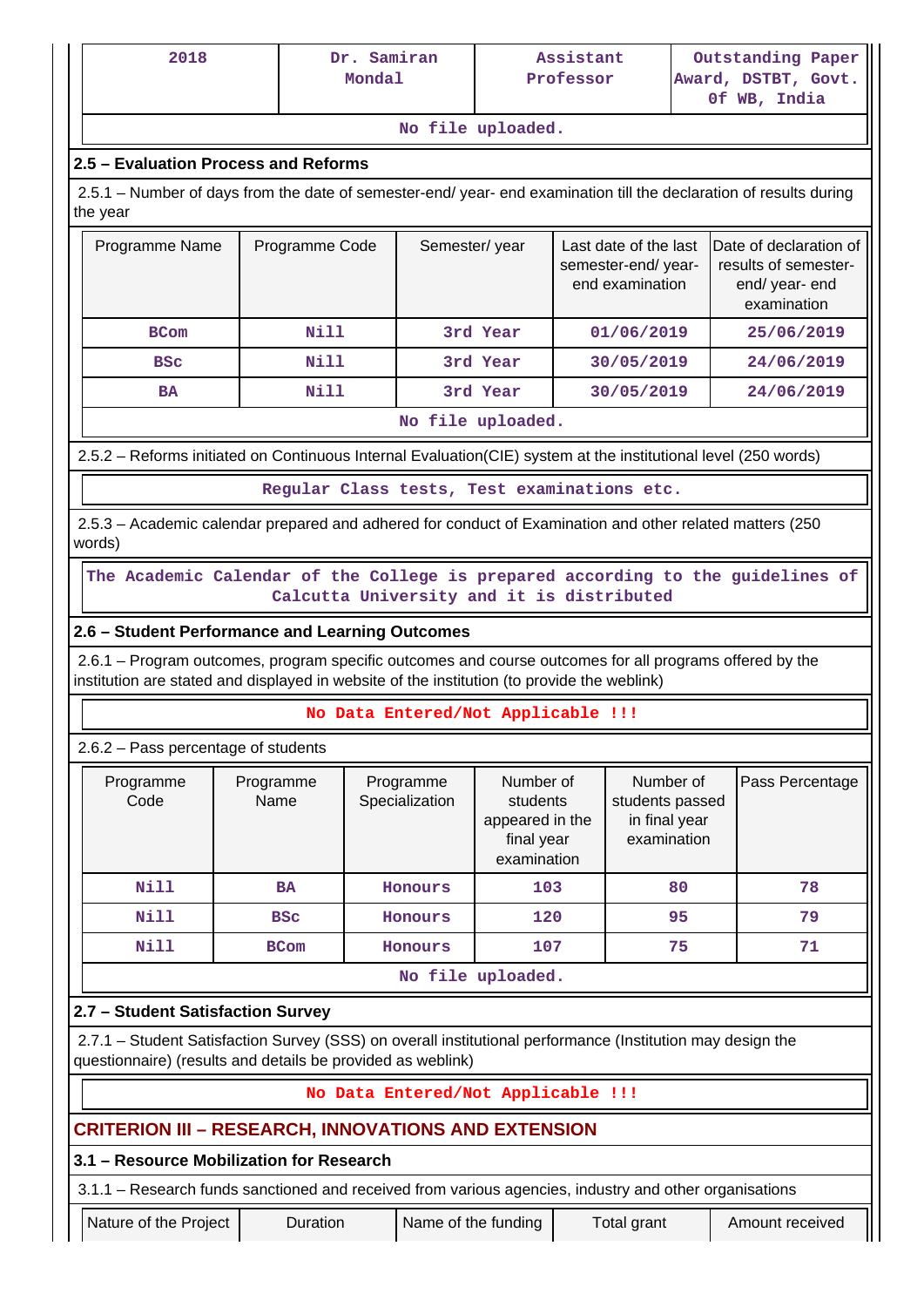| 2018 | Dr. Samiran Mondal | Assistant Professor | Outstanding Paper Award, DSTBT, Govt. Of WB, India |
|---|---|---|---|
| No file uploaded. | | | |

### 2.5 – Evaluation Process and Reforms

2.5.1 – Number of days from the date of semester-end/ year- end examination till the declaration of results during the year

| Programme Name | Programme Code | Semester/ year | Last date of the last semester-end/ year- end examination | Date of declaration of results of semester- end/ year- end examination |
|---|---|---|---|---|
| BCom | Nill | 3rd Year | 01/06/2019 | 25/06/2019 |
| BSc | Nill | 3rd Year | 30/05/2019 | 24/06/2019 |
| BA | Nill | 3rd Year | 30/05/2019 | 24/06/2019 |
| No file uploaded. | | | | |

2.5.2 – Reforms initiated on Continuous Internal Evaluation(CIE) system at the institutional level (250 words)

Regular Class tests, Test examinations etc.

2.5.3 – Academic calendar prepared and adhered for conduct of Examination and other related matters (250 words)

The Academic Calendar of the College is prepared according to the guidelines of Calcutta University and it is distributed

### 2.6 – Student Performance and Learning Outcomes

2.6.1 – Program outcomes, program specific outcomes and course outcomes for all programs offered by the institution are stated and displayed in website of the institution (to provide the weblink)

No Data Entered/Not Applicable !!!

2.6.2 – Pass percentage of students

| Programme Code | Programme Name | Programme Specialization | Number of students appeared in the final year examination | Number of students passed in final year examination | Pass Percentage |
|---|---|---|---|---|---|
| Nill | BA | Honours | 103 | 80 | 78 |
| Nill | BSc | Honours | 120 | 95 | 79 |
| Nill | BCom | Honours | 107 | 75 | 71 |
| No file uploaded. | | | | | |

### 2.7 – Student Satisfaction Survey

2.7.1 – Student Satisfaction Survey (SSS) on overall institutional performance (Institution may design the questionnaire) (results and details be provided as weblink)

No Data Entered/Not Applicable !!!

## CRITERION III – RESEARCH, INNOVATIONS AND EXTENSION

### 3.1 – Resource Mobilization for Research

3.1.1 – Research funds sanctioned and received from various agencies, industry and other organisations

| Nature of the Project | Duration | Name of the funding | Total grant | Amount received |
|---|---|---|---|---|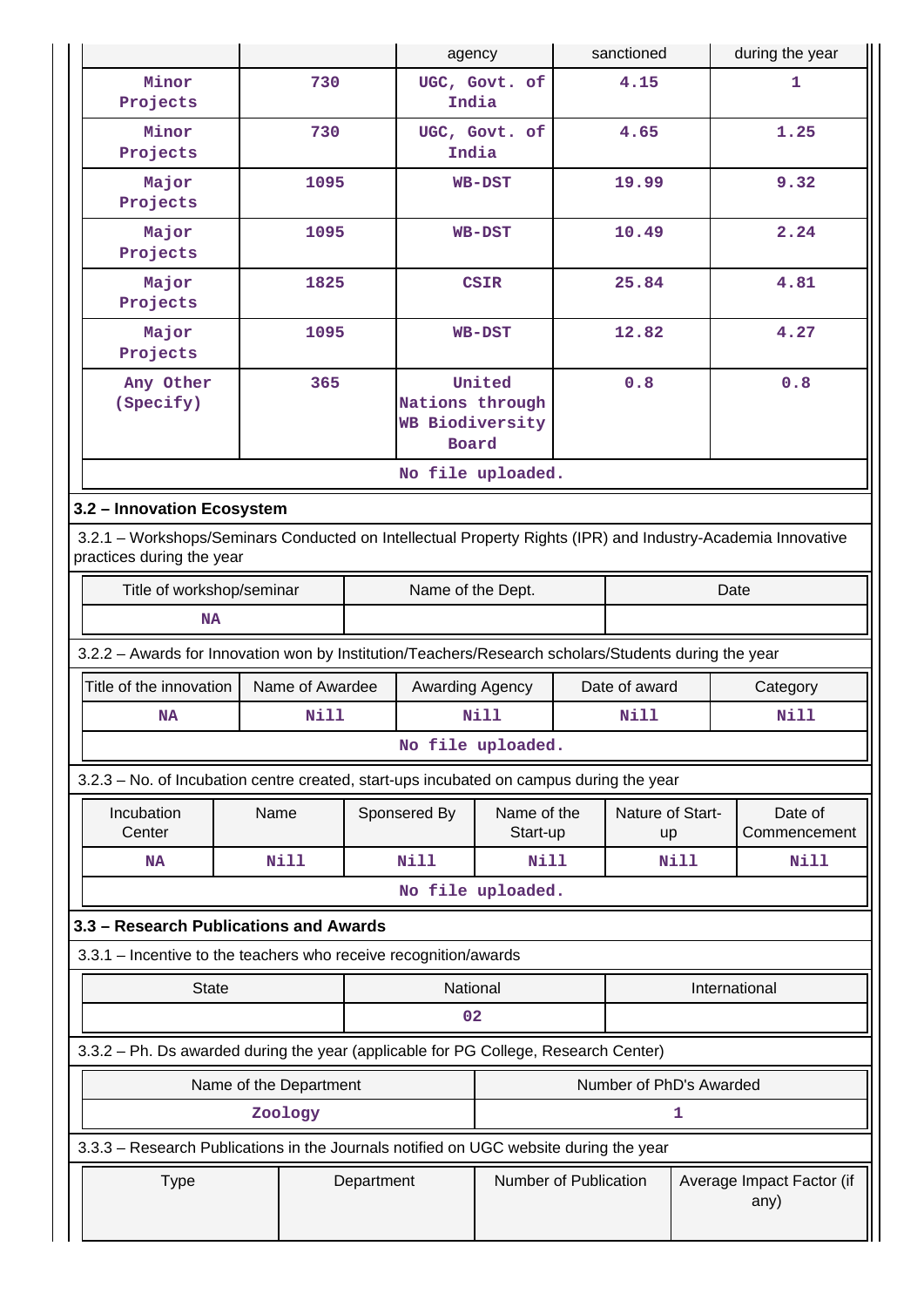| | | agency | sanctioned | during the year |
|---|---|---|---|---|
| Minor Projects | 730 | UGC, Govt. of India | 4.15 | 1 |
| Minor Projects | 730 | UGC, Govt. of India | 4.65 | 1.25 |
| Major Projects | 1095 | WB-DST | 19.99 | 9.32 |
| Major Projects | 1095 | WB-DST | 10.49 | 2.24 |
| Major Projects | 1825 | CSIR | 25.84 | 4.81 |
| Major Projects | 1095 | WB-DST | 12.82 | 4.27 |
| Any Other (Specify) | 365 | United Nations through WB Biodiversity Board | 0.8 | 0.8 |
| No file uploaded. | | | | |

### 3.2 – Innovation Ecosystem

3.2.1 – Workshops/Seminars Conducted on Intellectual Property Rights (IPR) and Industry-Academia Innovative practices during the year

| Title of workshop/seminar | Name of the Dept. | Date |
|---|---|---|
| NA | | |

3.2.2 – Awards for Innovation won by Institution/Teachers/Research scholars/Students during the year

| Title of the innovation | Name of Awardee | Awarding Agency | Date of award | Category |
|---|---|---|---|---|
| NA | Nill | Nill | Nill | Nill |
| No file uploaded. | | | | |

3.2.3 – No. of Incubation centre created, start-ups incubated on campus during the year

| Incubation Center | Name | Sponsered By | Name of the Start-up | Nature of Start-up | Date of Commencement |
|---|---|---|---|---|---|
| NA | Nill | Nill | Nill | Nill | Nill |
| No file uploaded. | | | | | |

### 3.3 – Research Publications and Awards

3.3.1 – Incentive to the teachers who receive recognition/awards

| State | National | International |
|---|---|---|
| | 02 | |

3.3.2 – Ph. Ds awarded during the year (applicable for PG College, Research Center)

| Name of the Department | Number of PhD's Awarded |
|---|---|
| Zoology | 1 |

3.3.3 – Research Publications in the Journals notified on UGC website during the year

| Type | Department | Number of Publication | Average Impact Factor (if any) |
|---|---|---|---|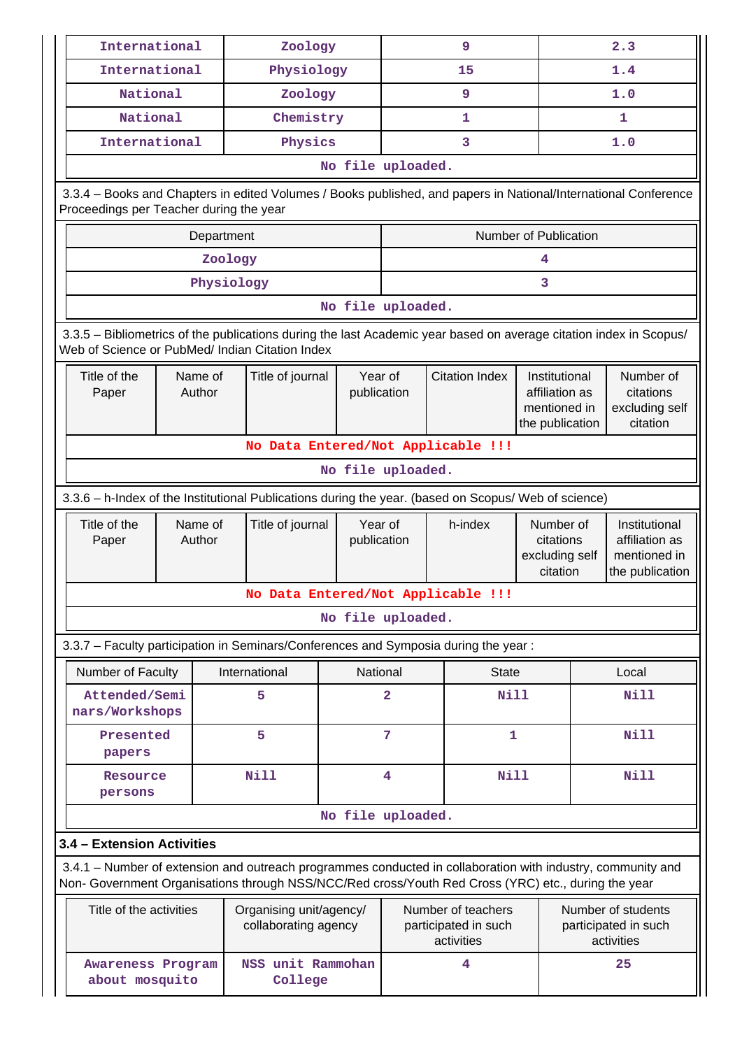| International | Zoology | 9 | 2.3 |
|---|---|---|---|
| International | Physiology | 15 | 1.4 |
| National | Zoology | 9 | 1.0 |
| National | Chemistry | 1 | 1 |
| International | Physics | 3 | 1.0 |
| No file uploaded. | | | |

3.3.4 – Books and Chapters in edited Volumes / Books published, and papers in National/International Conference Proceedings per Teacher during the year

| Department | Number of Publication |
|---|---|
| Zoology | 4 |
| Physiology | 3 |
| No file uploaded. | |

3.3.5 – Bibliometrics of the publications during the last Academic year based on average citation index in Scopus/ Web of Science or PubMed/ Indian Citation Index

| Title of the Paper | Name of Author | Title of journal | Year of publication | Citation Index | Institutional affiliation as mentioned in the publication | Number of citations excluding self citation |
|---|---|---|---|---|---|---|
| No Data Entered/Not Applicable !!! | | | | | | |
| No file uploaded. | | | | | | |

3.3.6 – h-Index of the Institutional Publications during the year. (based on Scopus/ Web of science)

| Title of the Paper | Name of Author | Title of journal | Year of publication | h-index | Number of citations excluding self citation | Institutional affiliation as mentioned in the publication |
|---|---|---|---|---|---|---|
| No Data Entered/Not Applicable !!! | | | | | | |
| No file uploaded. | | | | | | |

3.3.7 – Faculty participation in Seminars/Conferences and Symposia during the year :

| Number of Faculty | International | National | State | Local |
|---|---|---|---|---|
| Attended/Seminars/Workshops | 5 | 2 | Nill | Nill |
| Presented papers | 5 | 7 | 1 | Nill |
| Resource persons | Nill | 4 | Nill | Nill |
| No file uploaded. | | | | |

**3.4 – Extension Activities**

3.4.1 – Number of extension and outreach programmes conducted in collaboration with industry, community and Non- Government Organisations through NSS/NCC/Red cross/Youth Red Cross (YRC) etc., during the year

| Title of the activities | Organising unit/agency/ collaborating agency | Number of teachers participated in such activities | Number of students participated in such activities |
|---|---|---|---|
| Awareness Program about mosquito | NSS unit Rammohan College | 4 | 25 |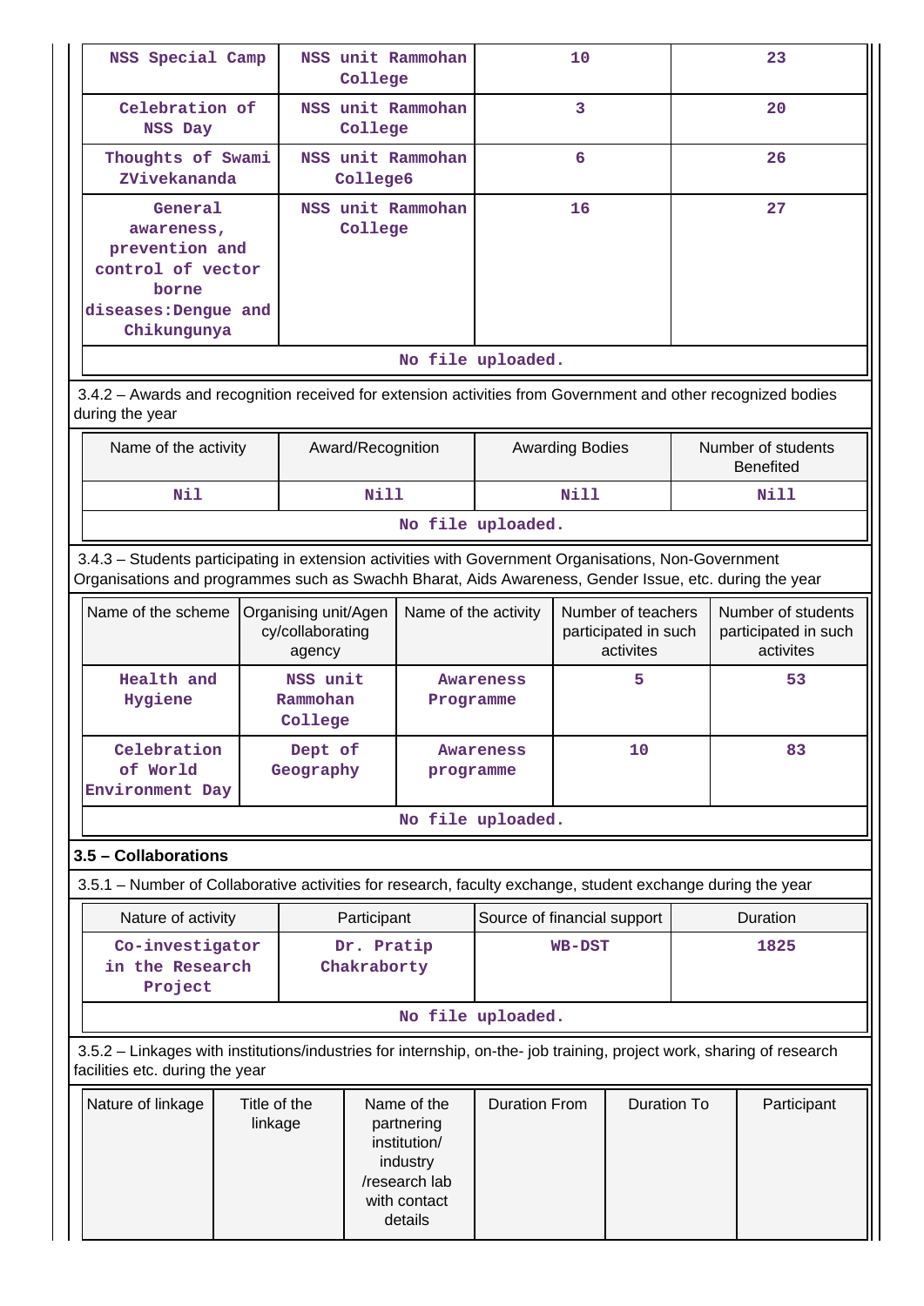| NSS Special Camp | NSS unit Rammohan College | 10 | 23 |
|---|---|---|---|
| Celebration of NSS Day | NSS unit Rammohan College | 3 | 20 |
| Thoughts of Swami ZVivekananda | NSS unit Rammohan College6 | 6 | 26 |
| General awareness, prevention and control of vector borne diseases:Dengue and Chikungunya | NSS unit Rammohan College | 16 | 27 |

No file uploaded.

3.4.2 – Awards and recognition received for extension activities from Government and other recognized bodies during the year

| Name of the activity | Award/Recognition | Awarding Bodies | Number of students Benefited |
|---|---|---|---|
| Nil | Nill | Nill | Nill |

No file uploaded.

3.4.3 – Students participating in extension activities with Government Organisations, Non-Government Organisations and programmes such as Swachh Bharat, Aids Awareness, Gender Issue, etc. during the year

| Name of the scheme | Organising unit/Agency/collaborating agency | Name of the activity | Number of teachers participated in such activites | Number of students participated in such activites |
|---|---|---|---|---|
| Health and Hygiene | NSS unit Rammohan College | Awareness Programme | 5 | 53 |
| Celebration of World Environment Day | Dept of Geography | Awareness programme | 10 | 83 |

No file uploaded.

### 3.5 – Collaborations

3.5.1 – Number of Collaborative activities for research, faculty exchange, student exchange during the year

| Nature of activity | Participant | Source of financial support | Duration |
|---|---|---|---|
| Co-investigator in the Research Project | Dr. Pratip Chakraborty | WB-DST | 1825 |

No file uploaded.

3.5.2 – Linkages with institutions/industries for internship, on-the- job training, project work, sharing of research facilities etc. during the year

| Nature of linkage | Title of the linkage | Name of the partnering institution/ industry /research lab with contact details | Duration From | Duration To | Participant |
|---|---|---|---|---|---|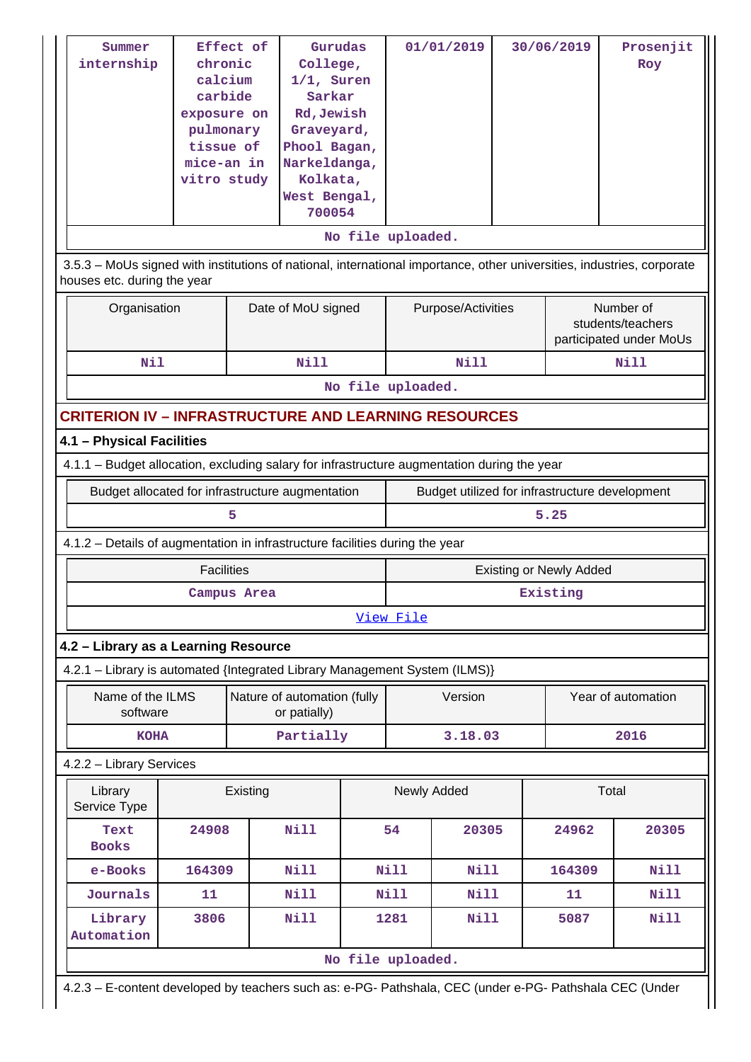| Summer internship | Effect of chronic calcium carbide exposure on pulmonary tissue of mice-an in vitro study | Gurudas College, 1/1, Suren Sarkar Rd, Jewish Graveyard, Phool Bagan, Narkeldanga, Kolkata, West Bengal, 700054 | 01/01/2019 | 30/06/2019 | Prosenjit Roy |
|---|---|---|---|---|---|

No file uploaded.

3.5.3 – MoUs signed with institutions of national, international importance, other universities, industries, corporate houses etc. during the year

| Organisation | Date of MoU signed | Purpose/Activities | Number of students/teachers participated under MoUs |
|---|---|---|---|
| Nil | Nill | Nill | Nill |

No file uploaded.

## CRITERION IV – INFRASTRUCTURE AND LEARNING RESOURCES

### 4.1 – Physical Facilities

4.1.1 – Budget allocation, excluding salary for infrastructure augmentation during the year

| Budget allocated for infrastructure augmentation | Budget utilized for infrastructure development |
|---|---|
| 5 | 5.25 |

4.1.2 – Details of augmentation in infrastructure facilities during the year

| Facilities | Existing or Newly Added |
|---|---|
| Campus Area | Existing |

View File

### 4.2 – Library as a Learning Resource

4.2.1 – Library is automated {Integrated Library Management System (ILMS)}

| Name of the ILMS software | Nature of automation (fully or patially) | Version | Year of automation |
|---|---|---|---|
| KOHA | Partially | 3.18.03 | 2016 |

4.2.2 – Library Services

| Library Service Type | Existing | | Newly Added | | Total | |
|---|---|---|---|---|---|---|
| Text Books | 24908 | Nill | 54 | 20305 | 24962 | 20305 |
| e-Books | 164309 | Nill | Nill | Nill | 164309 | Nill |
| Journals | 11 | Nill | Nill | Nill | 11 | Nill |
| Library Automation | 3806 | Nill | 1281 | Nill | 5087 | Nill |

No file uploaded.

4.2.3 – E-content developed by teachers such as: e-PG- Pathshala, CEC (under e-PG- Pathshala CEC (Under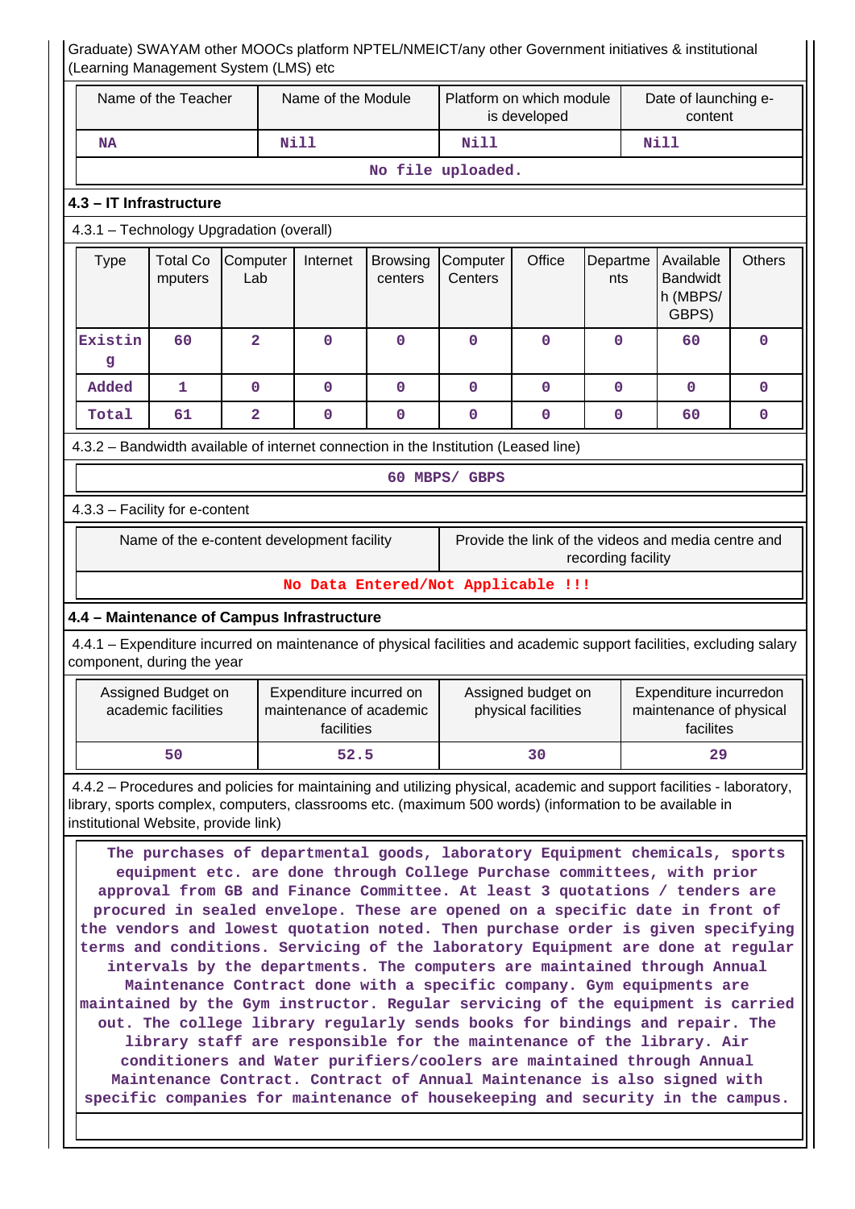Graduate) SWAYAM other MOOCs platform NPTEL/NMEICT/any other Government initiatives & institutional (Learning Management System (LMS) etc

| Name of the Teacher | Name of the Module | Platform on which module is developed | Date of launching e-content |
|---|---|---|---|
| NA | Nill | Nill | Nill |

No file uploaded.

### 4.3 – IT Infrastructure

4.3.1 – Technology Upgradation (overall)

| Type | Total Computers | Computer Lab | Internet | Browsing centers | Computer Centers | Office | Departments | Available Bandwidth (MBPS/ GBPS) | Others |
|---|---|---|---|---|---|---|---|---|---|
| Existing | 60 | 2 | 0 | 0 | 0 | 0 | 0 | 60 | 0 |
| Added | 1 | 0 | 0 | 0 | 0 | 0 | 0 | 0 | 0 |
| Total | 61 | 2 | 0 | 0 | 0 | 0 | 0 | 60 | 0 |

4.3.2 – Bandwidth available of internet connection in the Institution (Leased line)

60 MBPS/ GBPS

4.3.3 – Facility for e-content

| Name of the e-content development facility | Provide the link of the videos and media centre and recording facility |
|---|---|

No Data Entered/Not Applicable !!!

### 4.4 – Maintenance of Campus Infrastructure

4.4.1 – Expenditure incurred on maintenance of physical facilities and academic support facilities, excluding salary component, during the year

| Assigned Budget on academic facilities | Expenditure incurred on maintenance of academic facilities | Assigned budget on physical facilities | Expenditure incurredon maintenance of physical facilites |
|---|---|---|---|
| 50 | 52.5 | 30 | 29 |

4.4.2 – Procedures and policies for maintaining and utilizing physical, academic and support facilities - laboratory, library, sports complex, computers, classrooms etc. (maximum 500 words) (information to be available in institutional Website, provide link)

The purchases of departmental goods, laboratory Equipment chemicals, sports equipment etc. are done through College Purchase committees, with prior approval from GB and Finance Committee. At least 3 quotations / tenders are procured in sealed envelope. These are opened on a specific date in front of the vendors and lowest quotation noted. Then purchase order is given specifying terms and conditions. Servicing of the laboratory Equipment are done at regular intervals by the departments. The computers are maintained through Annual Maintenance Contract done with a specific company. Gym equipments are maintained by the Gym instructor. Regular servicing of the equipment is carried out. The college library regularly sends books for bindings and repair. The library staff are responsible for the maintenance of the library. Air conditioners and Water purifiers/coolers are maintained through Annual Maintenance Contract. Contract of Annual Maintenance is also signed with specific companies for maintenance of housekeeping and security in the campus.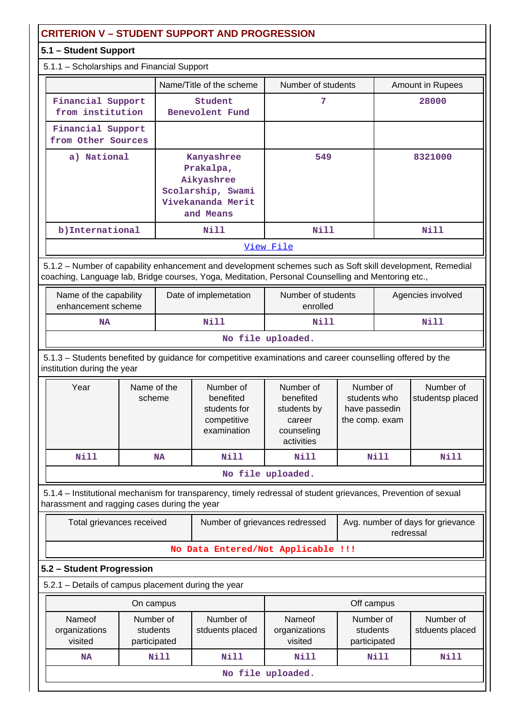## CRITERION V – STUDENT SUPPORT AND PROGRESSION

### 5.1 – Student Support

5.1.1 – Scholarships and Financial Support

| | Name/Title of the scheme | Number of students | Amount in Rupees |
|---|---|---|---|
| Financial Support from institution | Student Benevolent Fund | 7 | 28000 |
| Financial Support from Other Sources | | | |
| a) National | Kanyashree Prakalpa, Aikyashree Scolarship, Swami Vivekananda Merit and Means | 549 | 8321000 |
| b)International | Nill | Nill | Nill |

View File

5.1.2 – Number of capability enhancement and development schemes such as Soft skill development, Remedial coaching, Language lab, Bridge courses, Yoga, Meditation, Personal Counselling and Mentoring etc.,

| Name of the capability enhancement scheme | Date of implemetation | Number of students enrolled | Agencies involved |
|---|---|---|---|
| NA | Nill | Nill | Nill |

No file uploaded.

5.1.3 – Students benefited by guidance for competitive examinations and career counselling offered by the institution during the year

| Year | Name of the scheme | Number of benefited students for competitive examination | Number of benefited students by career counseling activities | Number of students who have passedin the comp. exam | Number of studentsp placed |
|---|---|---|---|---|---|
| Nill | NA | Nill | Nill | Nill | Nill |

No file uploaded.

5.1.4 – Institutional mechanism for transparency, timely redressal of student grievances, Prevention of sexual harassment and ragging cases during the year

| Total grievances received | Number of grievances redressed | Avg. number of days for grievance redressal |
|---|---|---|

No Data Entered/Not Applicable !!!

### 5.2 – Student Progression

5.2.1 – Details of campus placement during the year

| On campus | | | Off campus | | |
|---|---|---|---|---|---|
| Nameof organizations visited | Number of students participated | Number of stduents placed | Nameof organizations visited | Number of students participated | Number of stduents placed |
| NA | Nill | Nill | Nill | Nill | Nill |

No file uploaded.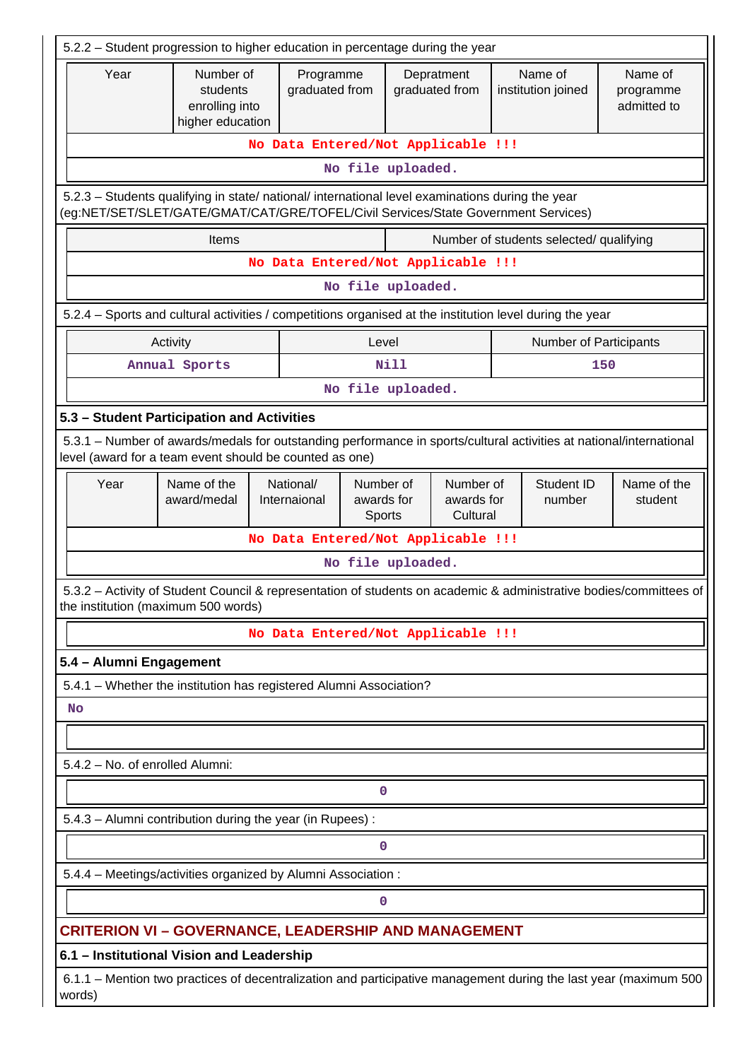5.2.2 – Student progression to higher education in percentage during the year

| Year | Number of students enrolling into higher education | Programme graduated from | Depratment graduated from | Name of institution joined | Name of programme admitted to |
|---|---|---|---|---|---|
| No Data Entered/Not Applicable !!! | | | | | |

No file uploaded.

5.2.3 – Students qualifying in state/ national/ international level examinations during the year (eg:NET/SET/SLET/GATE/GMAT/CAT/GRE/TOFEL/Civil Services/State Government Services)

| Items | Number of students selected/ qualifying |
|---|---|
| No Data Entered/Not Applicable !!! | |

No file uploaded.

5.2.4 – Sports and cultural activities / competitions organised at the institution level during the year

| Activity | Level | Number of Participants |
|---|---|---|
| Annual Sports | Nill | 150 |

No file uploaded.

## 5.3 – Student Participation and Activities

5.3.1 – Number of awards/medals for outstanding performance in sports/cultural activities at national/international level (award for a team event should be counted as one)

| Year | Name of the award/medal | National/ Internaional | Number of awards for Sports | Number of awards for Cultural | Student ID number | Name of the student |
|---|---|---|---|---|---|---|
| No Data Entered/Not Applicable !!! | | | | | | |

No file uploaded.

5.3.2 – Activity of Student Council & representation of students on academic & administrative bodies/committees of the institution (maximum 500 words)

No Data Entered/Not Applicable !!!

## 5.4 – Alumni Engagement

5.4.1 – Whether the institution has registered Alumni Association?

No

5.4.2 – No. of enrolled Alumni:

0

5.4.3 – Alumni contribution during the year (in Rupees) :

0

5.4.4 – Meetings/activities organized by Alumni Association :

0

# CRITERION VI – GOVERNANCE, LEADERSHIP AND MANAGEMENT

## 6.1 – Institutional Vision and Leadership

6.1.1 – Mention two practices of decentralization and participative management during the last year (maximum 500 words)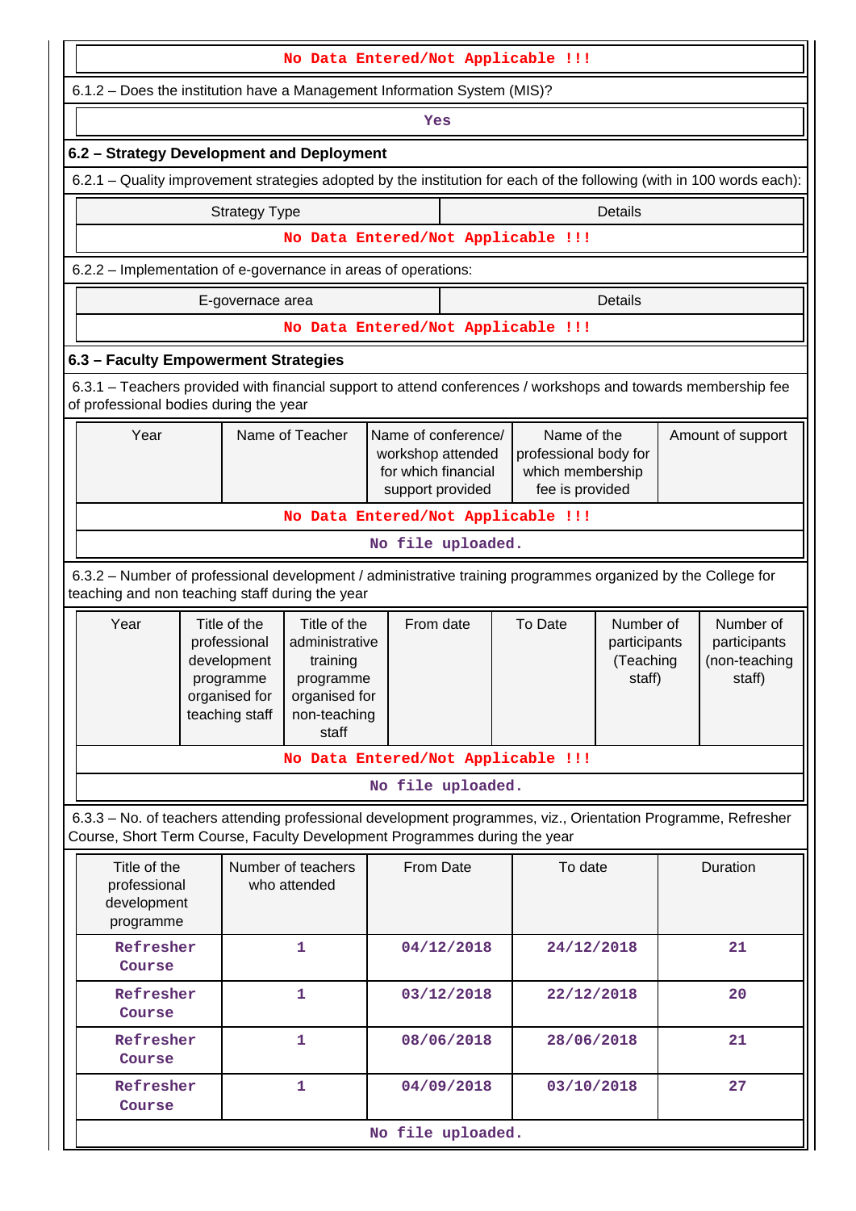No Data Entered/Not Applicable !!!

6.1.2 – Does the institution have a Management Information System (MIS)?

Yes

## 6.2 – Strategy Development and Deployment

6.2.1 – Quality improvement strategies adopted by the institution for each of the following (with in 100 words each):

| Strategy Type | Details |
|---|---|
| No Data Entered/Not Applicable !!! | |

6.2.2 – Implementation of e-governance in areas of operations:

| E-governace area | Details |
|---|---|
| No Data Entered/Not Applicable !!! | |

## 6.3 – Faculty Empowerment Strategies

6.3.1 – Teachers provided with financial support to attend conferences / workshops and towards membership fee of professional bodies during the year

| Year | Name of Teacher | Name of conference/ workshop attended for which financial support provided | Name of the professional body for which membership fee is provided | Amount of support |
|---|---|---|---|---|
| No Data Entered/Not Applicable !!! | | | | |

No file uploaded.

6.3.2 – Number of professional development / administrative training programmes organized by the College for teaching and non teaching staff during the year

| Year | Title of the professional development programme organised for teaching staff | Title of the administrative training programme organised for non-teaching staff | From date | To Date | Number of participants (Teaching staff) | Number of participants (non-teaching staff) |
|---|---|---|---|---|---|---|
| No Data Entered/Not Applicable !!! | | | | | | |

No file uploaded.

6.3.3 – No. of teachers attending professional development programmes, viz., Orientation Programme, Refresher Course, Short Term Course, Faculty Development Programmes during the year

| Title of the professional development programme | Number of teachers who attended | From Date | To date | Duration |
|---|---|---|---|---|
| Refresher Course | 1 | 04/12/2018 | 24/12/2018 | 21 |
| Refresher Course | 1 | 03/12/2018 | 22/12/2018 | 20 |
| Refresher Course | 1 | 08/06/2018 | 28/06/2018 | 21 |
| Refresher Course | 1 | 04/09/2018 | 03/10/2018 | 27 |

No file uploaded.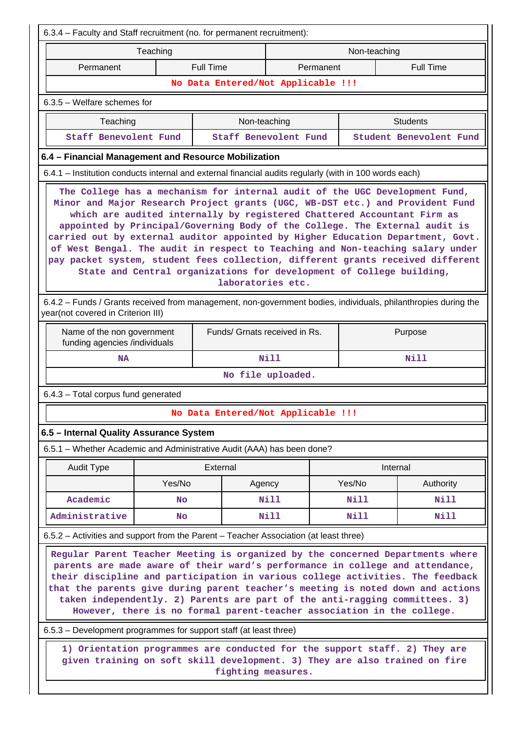6.3.4 – Faculty and Staff recruitment (no. for permanent recruitment):

| Teaching | | Non-teaching | |
|---|---|---|---|
| Permanent | Full Time | Permanent | Full Time |
| No Data Entered/Not Applicable !!! | | | |

6.3.5 – Welfare schemes for

| Teaching | Non-teaching | Students |
|---|---|---|
| Staff Benevolent Fund | Staff Benevolent Fund | Student Benevolent Fund |

## 6.4 – Financial Management and Resource Mobilization

6.4.1 – Institution conducts internal and external financial audits regularly (with in 100 words each)

The College has a mechanism for internal audit of the UGC Development Fund, Minor and Major Research Project grants (UGC, WB-DST etc.) and Provident Fund which are audited internally by registered Chattered Accountant Firm as appointed by Principal/Governing Body of the College. The External audit is carried out by external auditor appointed by Higher Education Department, Govt. of West Bengal. The audit in respect to Teaching and Non-teaching salary under pay packet system, student fees collection, different grants received different State and Central organizations for development of College building, laboratories etc.

6.4.2 – Funds / Grants received from management, non-government bodies, individuals, philanthropies during the year(not covered in Criterion III)

| Name of the non government funding agencies /individuals | Funds/ Grnats received in Rs. | Purpose |
|---|---|---|
| NA | Nill | Nill |
| No file uploaded. | | |

6.4.3 – Total corpus fund generated

No Data Entered/Not Applicable !!!

## 6.5 – Internal Quality Assurance System

6.5.1 – Whether Academic and Administrative Audit (AAA) has been done?

| Audit Type | External | | Internal | |
|---|---|---|---|---|
| | Yes/No | Agency | Yes/No | Authority |
| Academic | No | Nill | Nill | Nill |
| Administrative | No | Nill | Nill | Nill |

6.5.2 – Activities and support from the Parent – Teacher Association (at least three)

Regular Parent Teacher Meeting is organized by the concerned Departments where parents are made aware of their ward's performance in college and attendance, their discipline and participation in various college activities. The feedback that the parents give during parent teacher's meeting is noted down and actions taken independently. 2) Parents are part of the anti-ragging committees. 3) However, there is no formal parent-teacher association in the college.

6.5.3 – Development programmes for support staff (at least three)

1) Orientation programmes are conducted for the support staff. 2) They are given training on soft skill development. 3) They are also trained on fire fighting measures.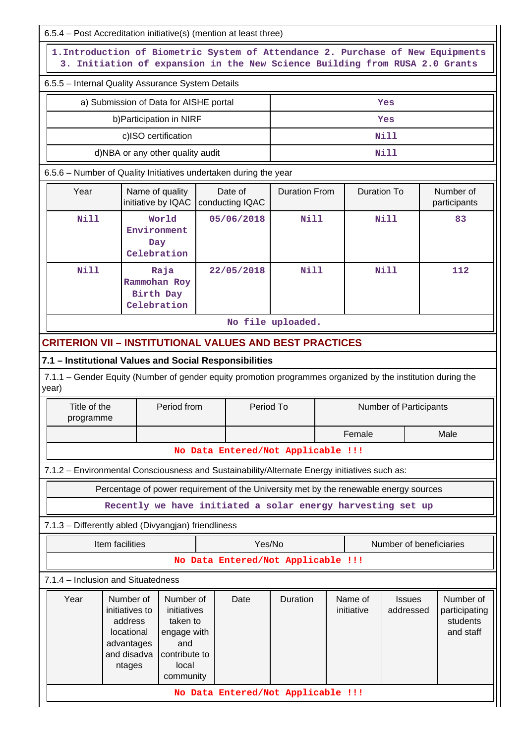6.5.4 – Post Accreditation initiative(s) (mention at least three)

1.Introduction of Biometric System of Attendance 2. Purchase of New Equipments 3. Initiation of expansion in the New Science Building from RUSA 2.0 Grants

6.5.5 – Internal Quality Assurance System Details

| | |
|---|---|
| a) Submission of Data for AISHE portal | Yes |
| b)Participation in NIRF | Yes |
| c)ISO certification | Nill |
| d)NBA or any other quality audit | Nill |

6.5.6 – Number of Quality Initiatives undertaken during the year

| Year | Name of quality initiative by IQAC | Date of conducting IQAC | Duration From | Duration To | Number of participants |
|---|---|---|---|---|---|
| Nill | World Environment Day Celebration | 05/06/2018 | Nill | Nill | 83 |
| Nill | Raja Rammohan Roy Birth Day Celebration | 22/05/2018 | Nill | Nill | 112 |

No file uploaded.

## CRITERION VII – INSTITUTIONAL VALUES AND BEST PRACTICES

### 7.1 – Institutional Values and Social Responsibilities

7.1.1 – Gender Equity (Number of gender equity promotion programmes organized by the institution during the year)

| Title of the programme | Period from | Period To | Number of Participants | |
|---|---|---|---|---|
| | | | Female | Male |

No Data Entered/Not Applicable !!!

7.1.2 – Environmental Consciousness and Sustainability/Alternate Energy initiatives such as:

| Percentage of power requirement of the University met by the renewable energy sources |
|---|
| Recently we have initiated a solar energy harvesting set up |

7.1.3 – Differently abled (Divyangjan) friendliness

| Item facilities | Yes/No | Number of beneficiaries |
|---|---|---|

No Data Entered/Not Applicable !!!

7.1.4 – Inclusion and Situatedness

| Year | Number of initiatives to address locational advantages and disadvantages | Number of initiatives taken to engage with and contribute to local community | Date | Duration | Name of initiative | Issues addressed | Number of participating students and staff |
|---|---|---|---|---|---|---|---|

No Data Entered/Not Applicable !!!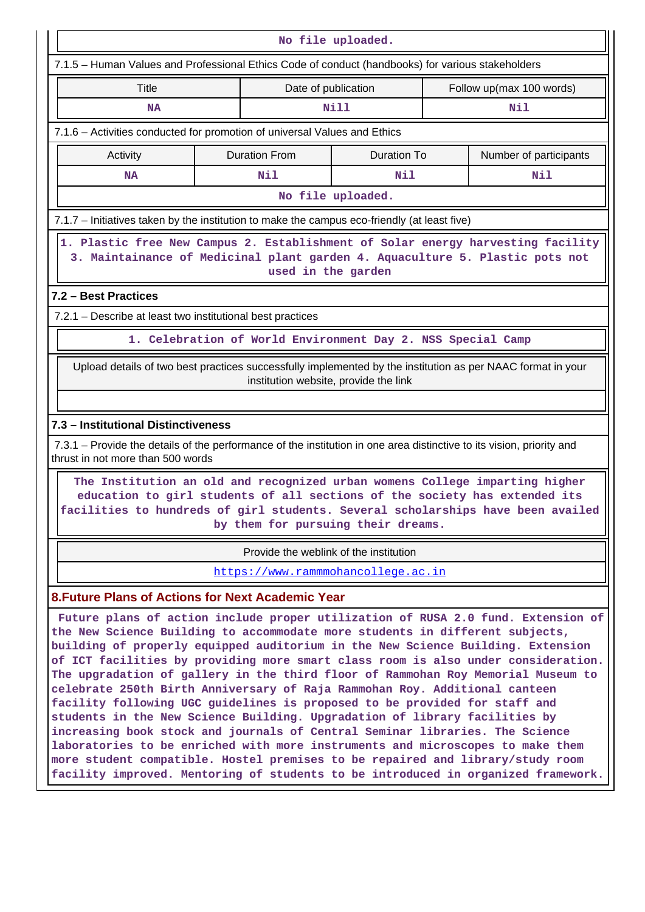No file uploaded.

7.1.5 – Human Values and Professional Ethics Code of conduct (handbooks) for various stakeholders

| Title | Date of publication | Follow up(max 100 words) |
|---|---|---|
| NA | Nill | Nil |

7.1.6 – Activities conducted for promotion of universal Values and Ethics

| Activity | Duration From | Duration To | Number of participants |
|---|---|---|---|
| NA | Nil | Nil | Nil |

No file uploaded.

7.1.7 – Initiatives taken by the institution to make the campus eco-friendly (at least five)

1. Plastic free New Campus 2. Establishment of Solar energy harvesting facility 3. Maintainance of Medicinal plant garden 4. Aquaculture 5. Plastic pots not used in the garden

### 7.2 – Best Practices

7.2.1 – Describe at least two institutional best practices

1. Celebration of World Environment Day 2. NSS Special Camp

Upload details of two best practices successfully implemented by the institution as per NAAC format in your institution website, provide the link

### 7.3 – Institutional Distinctiveness

7.3.1 – Provide the details of the performance of the institution in one area distinctive to its vision, priority and thrust in not more than 500 words

The Institution an old and recognized urban womens College imparting higher education to girl students of all sections of the society has extended its facilities to hundreds of girl students. Several scholarships have been availed by them for pursuing their dreams.

Provide the weblink of the institution

https://www.rammmohancollege.ac.in

## 8.Future Plans of Actions for Next Academic Year

Future plans of action include proper utilization of RUSA 2.0 fund. Extension of the New Science Building to accommodate more students in different subjects, building of properly equipped auditorium in the New Science Building. Extension of ICT facilities by providing more smart class room is also under consideration. The upgradation of gallery in the third floor of Rammohan Roy Memorial Museum to celebrate 250th Birth Anniversary of Raja Rammohan Roy. Additional canteen facility following UGC guidelines is proposed to be provided for staff and students in the New Science Building. Upgradation of library facilities by increasing book stock and journals of Central Seminar libraries. The Science laboratories to be enriched with more instruments and microscopes to make them more student compatible. Hostel premises to be repaired and library/study room facility improved. Mentoring of students to be introduced in organized framework.